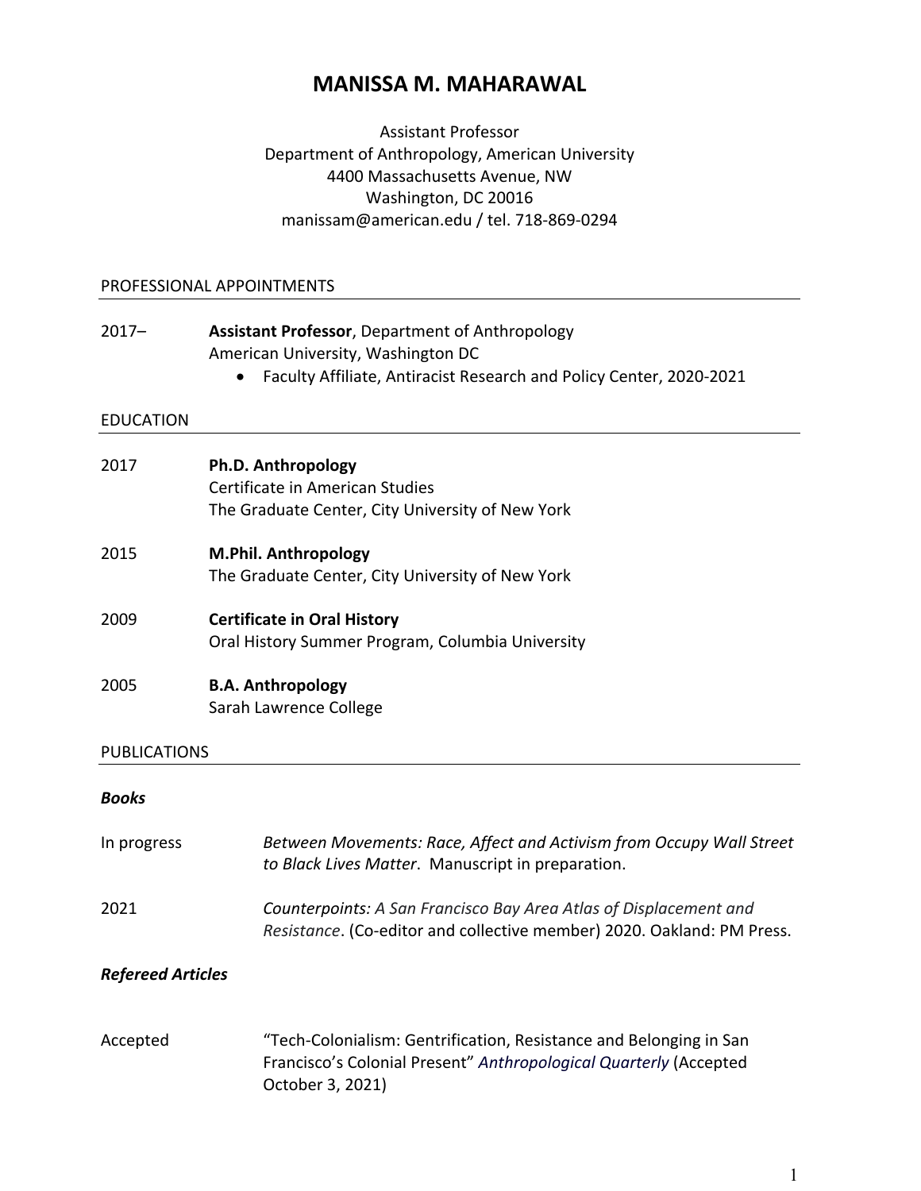# MANISSA M. MAHARAWAL

Assistant Professor
Department of Anthropology, American University
4400 Massachusetts Avenue, NW
Washington, DC 20016
manissam@american.edu / tel. 718-869-0294

## PROFESSIONAL APPOINTMENTS

2017– **Assistant Professor**, Department of Anthropology
American University, Washington DC

- Faculty Affiliate, Antiracist Research and Policy Center, 2020-2021

## EDUCATION

2017 **Ph.D. Anthropology**
Certificate in American Studies
The Graduate Center, City University of New York

2015 **M.Phil. Anthropology**
The Graduate Center, City University of New York

2009 **Certificate in Oral History**
Oral History Summer Program, Columbia University

2005 **B.A. Anthropology**
Sarah Lawrence College

## PUBLICATIONS

### *Books*

In progress *Between Movements: Race, Affect and Activism from Occupy Wall Street to Black Lives Matter*. Manuscript in preparation.

2021 *Counterpoints: A San Francisco Bay Area Atlas of Displacement and Resistance*. (Co-editor and collective member) 2020. Oakland: PM Press.

### *Refereed Articles*

Accepted "Tech-Colonialism: Gentrification, Resistance and Belonging in San Francisco's Colonial Present" *Anthropological Quarterly* (Accepted October 3, 2021)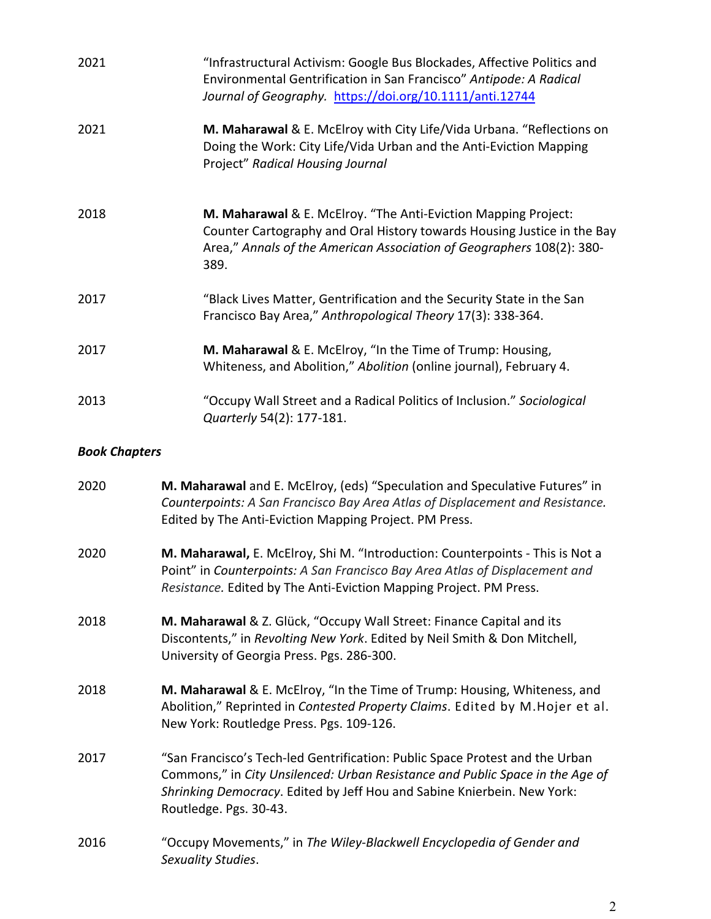2021 “Infrastructural Activism: Google Bus Blockades, Affective Politics and Environmental Gentrification in San Francisco” *Antipode: A Radical Journal of Geography.* https://doi.org/10.1111/anti.12744

2021 **M. Maharawal** & E. McElroy with City Life/Vida Urbana. “Reflections on Doing the Work: City Life/Vida Urban and the Anti-Eviction Mapping Project” *Radical Housing Journal*

2018 **M. Maharawal** & E. McElroy. “The Anti-Eviction Mapping Project: Counter Cartography and Oral History towards Housing Justice in the Bay Area,” *Annals of the American Association of Geographers* 108(2): 380-389.

2017 “Black Lives Matter, Gentrification and the Security State in the San Francisco Bay Area,” *Anthropological Theory* 17(3): 338-364.

2017 **M. Maharawal** & E. McElroy, “In the Time of Trump: Housing, Whiteness, and Abolition,” *Abolition* (online journal), February 4.

2013 “Occupy Wall Street and a Radical Politics of Inclusion.” *Sociological Quarterly* 54(2): 177-181.

***Book Chapters***

2020 **M. Maharawal** and E. McElroy, (eds) “Speculation and Speculative Futures” in *Counterpoints: A San Francisco Bay Area Atlas of Displacement and Resistance.* Edited by The Anti-Eviction Mapping Project. PM Press.

2020 **M. Maharawal,** E. McElroy, Shi M. “Introduction: Counterpoints - This is Not a Point” in *Counterpoints: A San Francisco Bay Area Atlas of Displacement and Resistance.* Edited by The Anti-Eviction Mapping Project. PM Press.

2018 **M. Maharawal** & Z. Glück, “Occupy Wall Street: Finance Capital and its Discontents,” in *Revolting New York*. Edited by Neil Smith & Don Mitchell, University of Georgia Press. Pgs. 286-300.

2018 **M. Maharawal** & E. McElroy, “In the Time of Trump: Housing, Whiteness, and Abolition,” Reprinted in *Contested Property Claims*. Edited by M.Hojer et al. New York: Routledge Press. Pgs. 109-126.

2017 “San Francisco’s Tech-led Gentrification: Public Space Protest and the Urban Commons,” in *City Unsilenced: Urban Resistance and Public Space in the Age of Shrinking Democracy*. Edited by Jeff Hou and Sabine Knierbein. New York: Routledge. Pgs. 30-43.

2016 “Occupy Movements,” in *The Wiley-Blackwell Encyclopedia of Gender and Sexuality Studies*.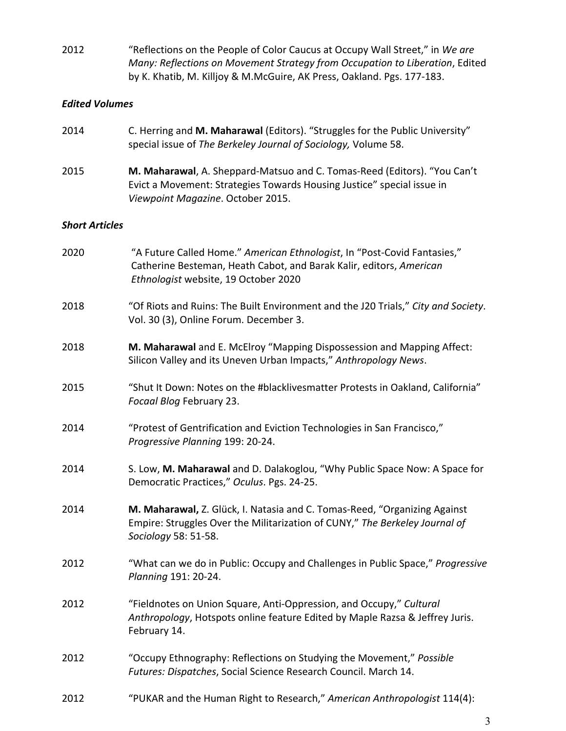2012 "Reflections on the People of Color Caucus at Occupy Wall Street," in *We are Many: Reflections on Movement Strategy from Occupation to Liberation*, Edited by K. Khatib, M. Killjoy & M.McGuire, AK Press, Oakland. Pgs. 177-183.

### *Edited Volumes*

2014 C. Herring and **M. Maharawal** (Editors). "Struggles for the Public University" special issue of *The Berkeley Journal of Sociology,* Volume 58.

2015 **M. Maharawal**, A. Sheppard-Matsuo and C. Tomas-Reed (Editors). "You Can't Evict a Movement: Strategies Towards Housing Justice" special issue in *Viewpoint Magazine*. October 2015.

### *Short Articles*

2020 "A Future Called Home." *American Ethnologist*, In "Post-Covid Fantasies," Catherine Besteman, Heath Cabot, and Barak Kalir, editors, *American Ethnologist* website, 19 October 2020

2018 "Of Riots and Ruins: The Built Environment and the J20 Trials," *City and Society*. Vol. 30 (3), Online Forum. December 3.

2018 **M. Maharawal** and E. McElroy "Mapping Dispossession and Mapping Affect: Silicon Valley and its Uneven Urban Impacts," *Anthropology News*.

2015 "Shut It Down: Notes on the #blacklivesmatter Protests in Oakland, California" *Focaal Blog* February 23.

2014 "Protest of Gentrification and Eviction Technologies in San Francisco," *Progressive Planning* 199: 20-24.

2014 S. Low, **M. Maharawal** and D. Dalakoglou, "Why Public Space Now: A Space for Democratic Practices," *Oculus*. Pgs. 24-25.

2014 **M. Maharawal,** Z. Glück, I. Natasia and C. Tomas-Reed, "Organizing Against Empire: Struggles Over the Militarization of CUNY," *The Berkeley Journal of Sociology* 58: 51-58.

2012 "What can we do in Public: Occupy and Challenges in Public Space," *Progressive Planning* 191: 20-24.

2012 "Fieldnotes on Union Square, Anti-Oppression, and Occupy," *Cultural Anthropology*, Hotspots online feature Edited by Maple Razsa & Jeffrey Juris. February 14.

2012 "Occupy Ethnography: Reflections on Studying the Movement," *Possible Futures: Dispatches*, Social Science Research Council. March 14.

2012 "PUKAR and the Human Right to Research," *American Anthropologist* 114(4):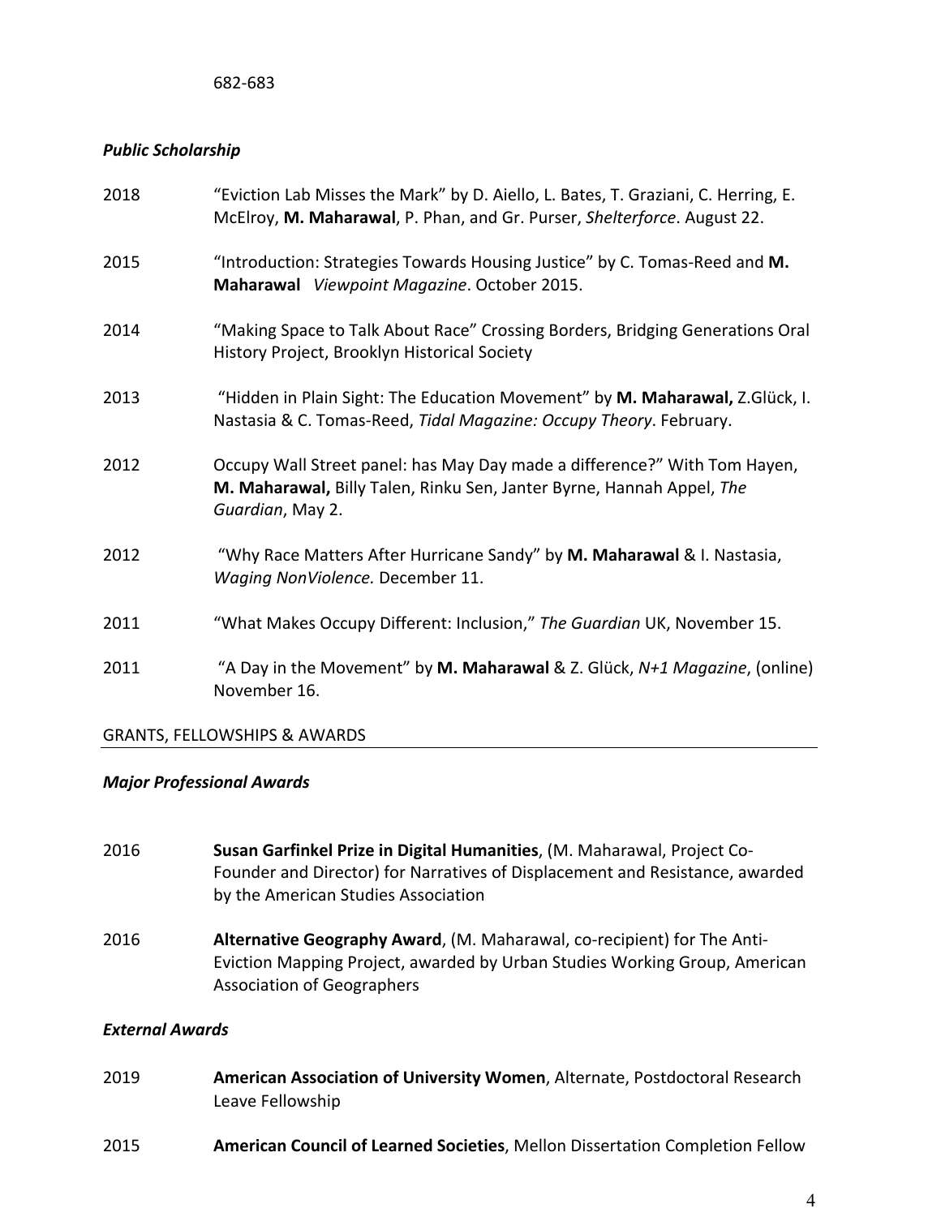682-683

### *Public Scholarship*

2018 "Eviction Lab Misses the Mark" by D. Aiello, L. Bates, T. Graziani, C. Herring, E. McElroy, **M. Maharawal**, P. Phan, and Gr. Purser, *Shelterforce*. August 22.

2015 "Introduction: Strategies Towards Housing Justice" by C. Tomas-Reed and **M. Maharawal** *Viewpoint Magazine*. October 2015.

2014 "Making Space to Talk About Race" Crossing Borders, Bridging Generations Oral History Project, Brooklyn Historical Society

2013 "Hidden in Plain Sight: The Education Movement" by **M. Maharawal,** Z.Glück, I. Nastasia & C. Tomas-Reed, *Tidal Magazine: Occupy Theory*. February.

2012 Occupy Wall Street panel: has May Day made a difference?" With Tom Hayen, **M. Maharawal,** Billy Talen, Rinku Sen, Janter Byrne, Hannah Appel, *The Guardian*, May 2.

2012 "Why Race Matters After Hurricane Sandy" by **M. Maharawal** & I. Nastasia, *Waging NonViolence.* December 11.

2011 "What Makes Occupy Different: Inclusion," *The Guardian* UK, November 15.

2011 "A Day in the Movement" by **M. Maharawal** & Z. Glück, *N+1 Magazine*, (online) November 16.

## GRANTS, FELLOWSHIPS & AWARDS

### *Major Professional Awards*

2016 **Susan Garfinkel Prize in Digital Humanities**, (M. Maharawal, Project Co-Founder and Director) for Narratives of Displacement and Resistance, awarded by the American Studies Association

2016 **Alternative Geography Award**, (M. Maharawal, co-recipient) for The Anti-Eviction Mapping Project, awarded by Urban Studies Working Group, American Association of Geographers

### *External Awards*

2019 **American Association of University Women**, Alternate, Postdoctoral Research Leave Fellowship

2015 **American Council of Learned Societies**, Mellon Dissertation Completion Fellow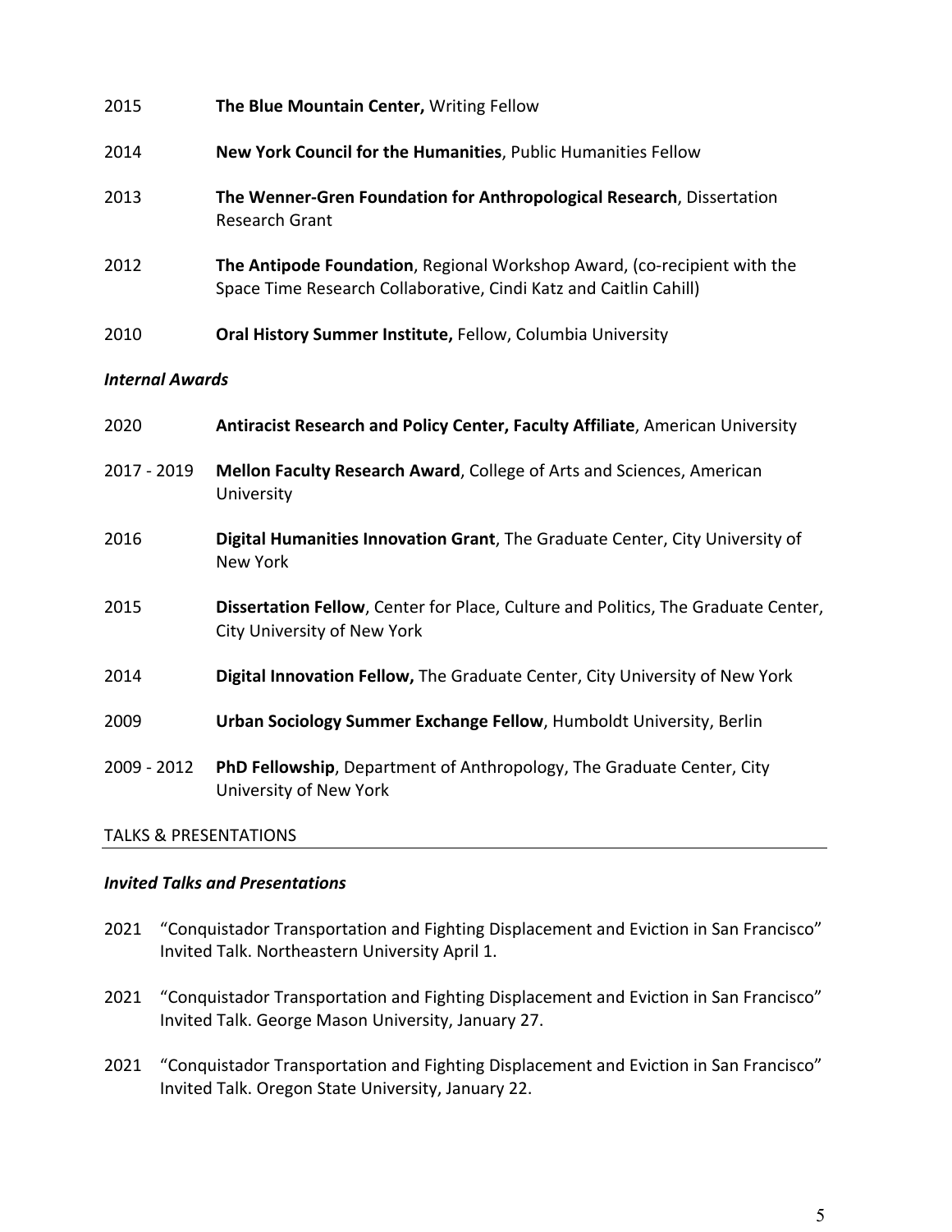2015 **The Blue Mountain Center,** Writing Fellow

2014 **New York Council for the Humanities**, Public Humanities Fellow

2013 **The Wenner-Gren Foundation for Anthropological Research**, Dissertation Research Grant

2012 **The Antipode Foundation**, Regional Workshop Award, (co-recipient with the Space Time Research Collaborative, Cindi Katz and Caitlin Cahill)

2010 **Oral History Summer Institute,** Fellow, Columbia University

### *Internal Awards*

2020 **Antiracist Research and Policy Center, Faculty Affiliate**, American University

2017 - 2019 **Mellon Faculty Research Award**, College of Arts and Sciences, American University

2016 **Digital Humanities Innovation Grant**, The Graduate Center, City University of New York

2015 **Dissertation Fellow**, Center for Place, Culture and Politics, The Graduate Center, City University of New York

2014 **Digital Innovation Fellow,** The Graduate Center, City University of New York

2009 **Urban Sociology Summer Exchange Fellow**, Humboldt University, Berlin

2009 - 2012 **PhD Fellowship**, Department of Anthropology, The Graduate Center, City University of New York

## TALKS & PRESENTATIONS

### *Invited Talks and Presentations*

2021 "Conquistador Transportation and Fighting Displacement and Eviction in San Francisco" Invited Talk. Northeastern University April 1.

2021 "Conquistador Transportation and Fighting Displacement and Eviction in San Francisco" Invited Talk. George Mason University, January 27.

2021 "Conquistador Transportation and Fighting Displacement and Eviction in San Francisco" Invited Talk. Oregon State University, January 22.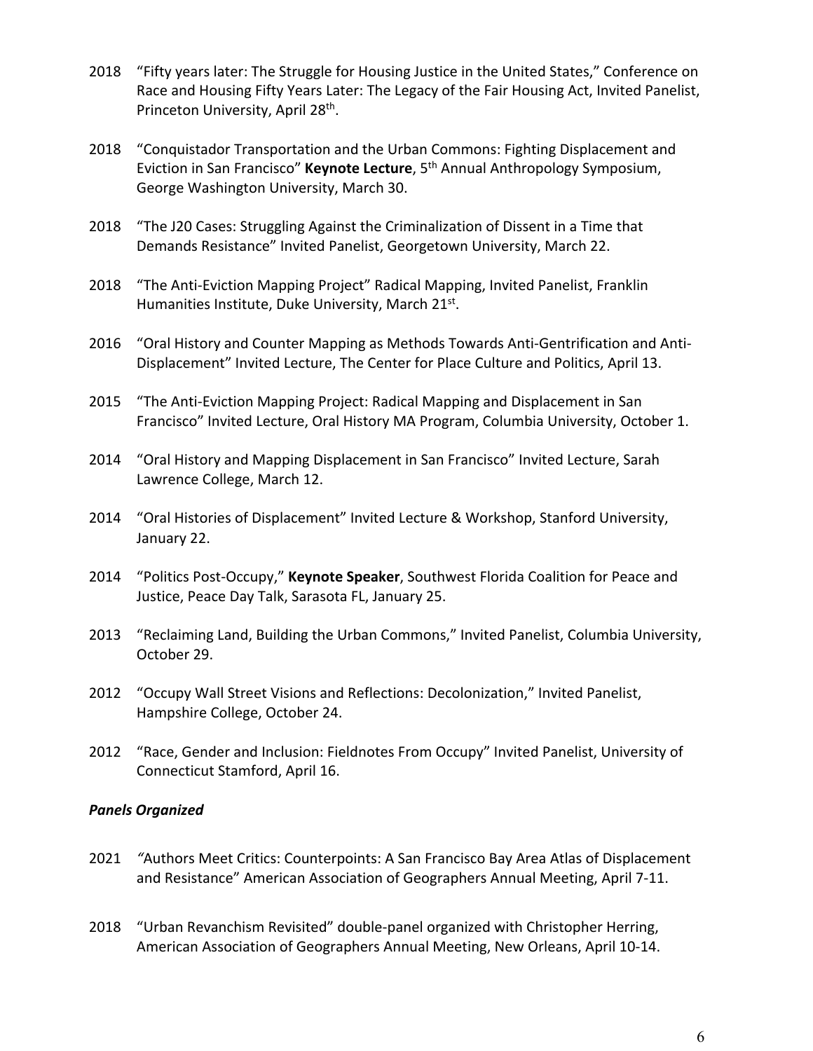2018 "Fifty years later: The Struggle for Housing Justice in the United States," Conference on Race and Housing Fifty Years Later: The Legacy of the Fair Housing Act, Invited Panelist, Princeton University, April 28th.

2018 "Conquistador Transportation and the Urban Commons: Fighting Displacement and Eviction in San Francisco" **Keynote Lecture**, 5th Annual Anthropology Symposium, George Washington University, March 30.

2018 "The J20 Cases: Struggling Against the Criminalization of Dissent in a Time that Demands Resistance" Invited Panelist, Georgetown University, March 22.

2018 "The Anti-Eviction Mapping Project" Radical Mapping, Invited Panelist, Franklin Humanities Institute, Duke University, March 21st.

2016 "Oral History and Counter Mapping as Methods Towards Anti-Gentrification and Anti-Displacement" Invited Lecture, The Center for Place Culture and Politics, April 13.

2015 "The Anti-Eviction Mapping Project: Radical Mapping and Displacement in San Francisco" Invited Lecture, Oral History MA Program, Columbia University, October 1.

2014 "Oral History and Mapping Displacement in San Francisco" Invited Lecture, Sarah Lawrence College, March 12.

2014 "Oral Histories of Displacement" Invited Lecture & Workshop, Stanford University, January 22.

2014 "Politics Post-Occupy," **Keynote Speaker**, Southwest Florida Coalition for Peace and Justice, Peace Day Talk, Sarasota FL, January 25.

2013 "Reclaiming Land, Building the Urban Commons," Invited Panelist, Columbia University, October 29.

2012 "Occupy Wall Street Visions and Reflections: Decolonization," Invited Panelist, Hampshire College, October 24.

2012 "Race, Gender and Inclusion: Fieldnotes From Occupy" Invited Panelist, University of Connecticut Stamford, April 16.

***Panels Organized***

2021 "Authors Meet Critics: Counterpoints: A San Francisco Bay Area Atlas of Displacement and Resistance" American Association of Geographers Annual Meeting, April 7-11.

2018 "Urban Revanchism Revisited" double-panel organized with Christopher Herring, American Association of Geographers Annual Meeting, New Orleans, April 10-14.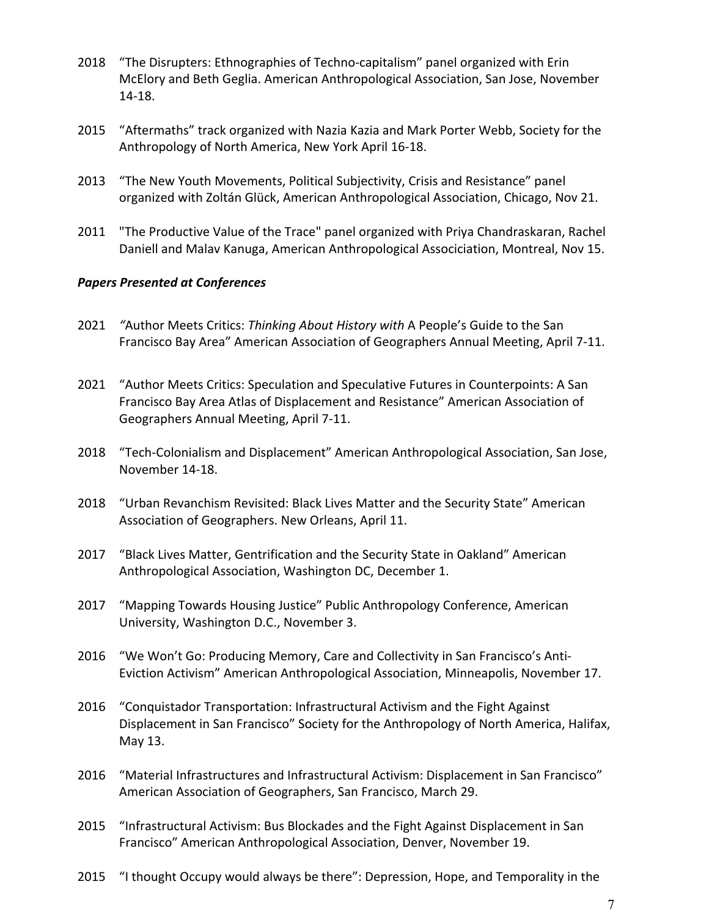2018 "The Disrupters: Ethnographies of Techno-capitalism" panel organized with Erin McElory and Beth Geglia. American Anthropological Association, San Jose, November 14-18.

2015 "Aftermaths" track organized with Nazia Kazia and Mark Porter Webb, Society for the Anthropology of North America, New York April 16-18.

2013 "The New Youth Movements, Political Subjectivity, Crisis and Resistance" panel organized with Zoltán Glück, American Anthropological Association, Chicago, Nov 21.

2011 "The Productive Value of the Trace" panel organized with Priya Chandraskaran, Rachel Daniell and Malav Kanuga, American Anthropological Associciation, Montreal, Nov 15.

***Papers Presented at Conferences***

2021 *"*Author Meets Critics: *Thinking About History with* A People's Guide to the San Francisco Bay Area" American Association of Geographers Annual Meeting, April 7-11.

2021 "Author Meets Critics: Speculation and Speculative Futures in Counterpoints: A San Francisco Bay Area Atlas of Displacement and Resistance" American Association of Geographers Annual Meeting, April 7-11.

2018 "Tech-Colonialism and Displacement" American Anthropological Association, San Jose, November 14-18.

2018 "Urban Revanchism Revisited: Black Lives Matter and the Security State" American Association of Geographers. New Orleans, April 11.

2017 "Black Lives Matter, Gentrification and the Security State in Oakland" American Anthropological Association, Washington DC, December 1.

2017 "Mapping Towards Housing Justice" Public Anthropology Conference, American University, Washington D.C., November 3.

2016 "We Won't Go: Producing Memory, Care and Collectivity in San Francisco's Anti-Eviction Activism" American Anthropological Association, Minneapolis, November 17.

2016 "Conquistador Transportation: Infrastructural Activism and the Fight Against Displacement in San Francisco" Society for the Anthropology of North America, Halifax, May 13.

2016 "Material Infrastructures and Infrastructural Activism: Displacement in San Francisco" American Association of Geographers, San Francisco, March 29.

2015 "Infrastructural Activism: Bus Blockades and the Fight Against Displacement in San Francisco" American Anthropological Association, Denver, November 19.

2015 "I thought Occupy would always be there": Depression, Hope, and Temporality in the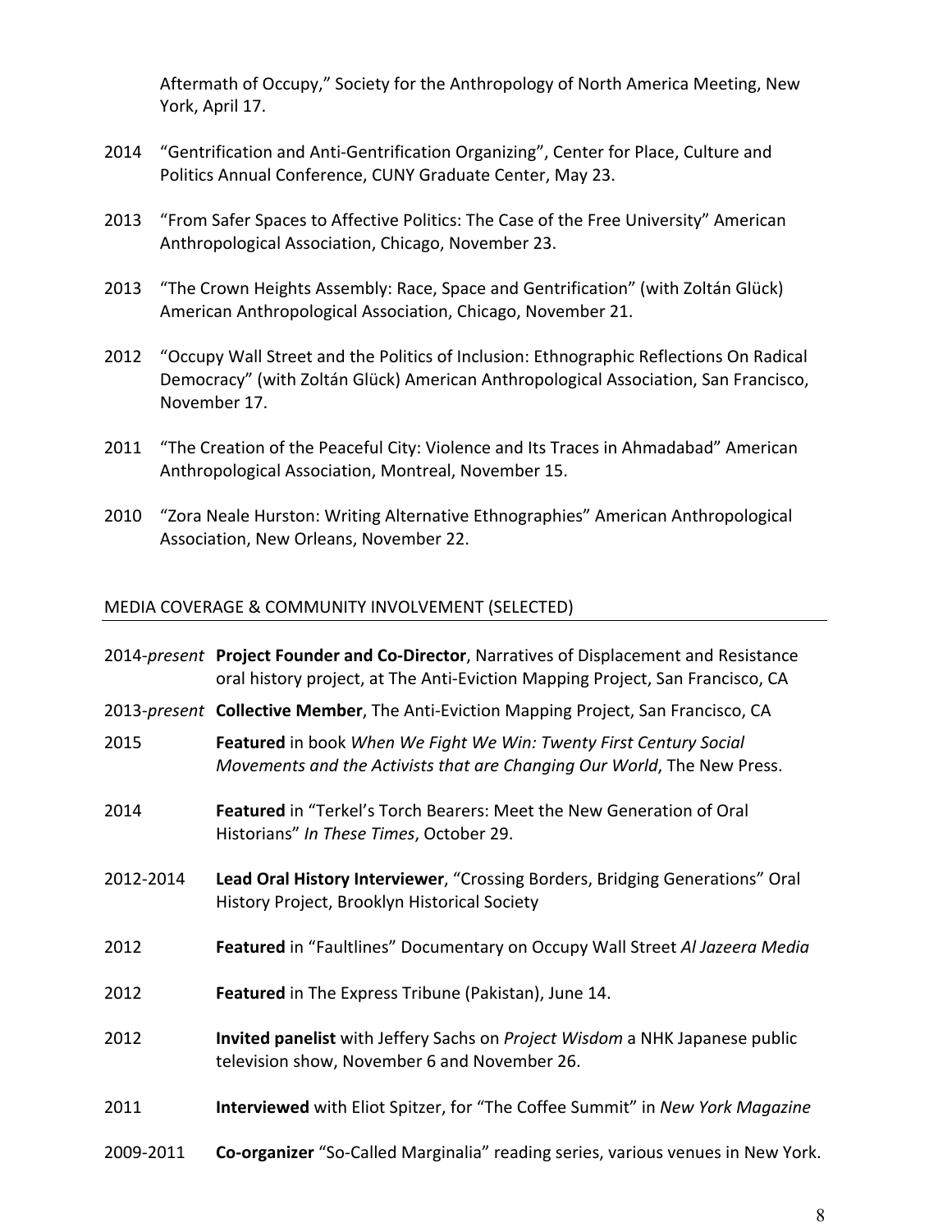Aftermath of Occupy," Society for the Anthropology of North America Meeting, New York, April 17.

2014 "Gentrification and Anti-Gentrification Organizing", Center for Place, Culture and Politics Annual Conference, CUNY Graduate Center, May 23.

2013 "From Safer Spaces to Affective Politics: The Case of the Free University" American Anthropological Association, Chicago, November 23.

2013 "The Crown Heights Assembly: Race, Space and Gentrification" (with Zoltán Glück) American Anthropological Association, Chicago, November 21.

2012 "Occupy Wall Street and the Politics of Inclusion: Ethnographic Reflections On Radical Democracy" (with Zoltán Glück) American Anthropological Association, San Francisco, November 17.

2011 "The Creation of the Peaceful City: Violence and Its Traces in Ahmadabad" American Anthropological Association, Montreal, November 15.

2010 "Zora Neale Hurston: Writing Alternative Ethnographies" American Anthropological Association, New Orleans, November 22.

## MEDIA COVERAGE & COMMUNITY INVOLVEMENT (SELECTED)

2014-*present* **Project Founder and Co-Director**, Narratives of Displacement and Resistance oral history project, at The Anti-Eviction Mapping Project, San Francisco, CA

2013-*present* **Collective Member**, The Anti-Eviction Mapping Project, San Francisco, CA

2015 **Featured** in book *When We Fight We Win: Twenty First Century Social Movements and the Activists that are Changing Our World*, The New Press.

2014 **Featured** in "Terkel's Torch Bearers: Meet the New Generation of Oral Historians" *In These Times*, October 29.

2012-2014 **Lead Oral History Interviewer**, "Crossing Borders, Bridging Generations" Oral History Project, Brooklyn Historical Society

2012 **Featured** in "Faultlines" Documentary on Occupy Wall Street *Al Jazeera Media*

2012 **Featured** in The Express Tribune (Pakistan), June 14.

2012 **Invited panelist** with Jeffery Sachs on *Project Wisdom* a NHK Japanese public television show, November 6 and November 26.

2011 **Interviewed** with Eliot Spitzer, for "The Coffee Summit" in *New York Magazine*

2009-2011 **Co-organizer** "So-Called Marginalia" reading series, various venues in New York.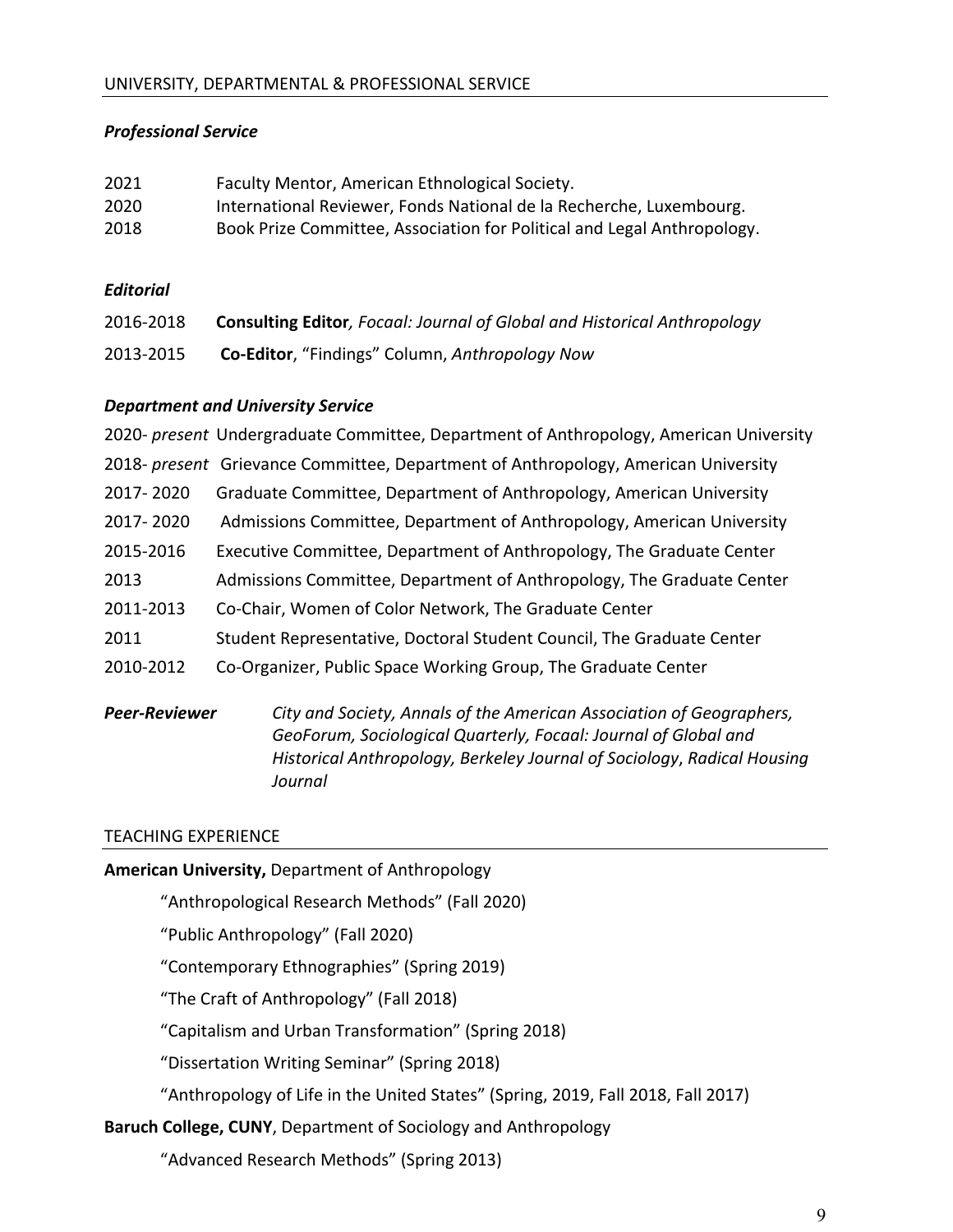## UNIVERSITY, DEPARTMENTAL & PROFESSIONAL SERVICE

### *Professional Service*

2021 Faculty Mentor, American Ethnological Society.
2020 International Reviewer, Fonds National de la Recherche, Luxembourg.
2018 Book Prize Committee, Association for Political and Legal Anthropology.

### *Editorial*

2016-2018 **Consulting Editor***, Focaal: Journal of Global and Historical Anthropology*

2013-2015 **Co-Editor**, "Findings" Column, *Anthropology Now*

### *Department and University Service*

2020- *present* Undergraduate Committee, Department of Anthropology, American University

2018- *present* Grievance Committee, Department of Anthropology, American University

2017- 2020 Graduate Committee, Department of Anthropology, American University

2017- 2020 Admissions Committee, Department of Anthropology, American University

2015-2016 Executive Committee, Department of Anthropology, The Graduate Center

2013 Admissions Committee, Department of Anthropology, The Graduate Center

2011-2013 Co-Chair, Women of Color Network, The Graduate Center

2011 Student Representative, Doctoral Student Council, The Graduate Center

2010-2012 Co-Organizer, Public Space Working Group, The Graduate Center

***Peer-Reviewer*** *City and Society, Annals of the American Association of Geographers, GeoForum, Sociological Quarterly, Focaal: Journal of Global and Historical Anthropology, Berkeley Journal of Sociology*, *Radical Housing Journal*

## TEACHING EXPERIENCE

**American University,** Department of Anthropology

"Anthropological Research Methods" (Fall 2020)

"Public Anthropology" (Fall 2020)

"Contemporary Ethnographies" (Spring 2019)

"The Craft of Anthropology" (Fall 2018)

"Capitalism and Urban Transformation" (Spring 2018)

"Dissertation Writing Seminar" (Spring 2018)

"Anthropology of Life in the United States" (Spring, 2019, Fall 2018, Fall 2017)

**Baruch College, CUNY**, Department of Sociology and Anthropology

"Advanced Research Methods" (Spring 2013)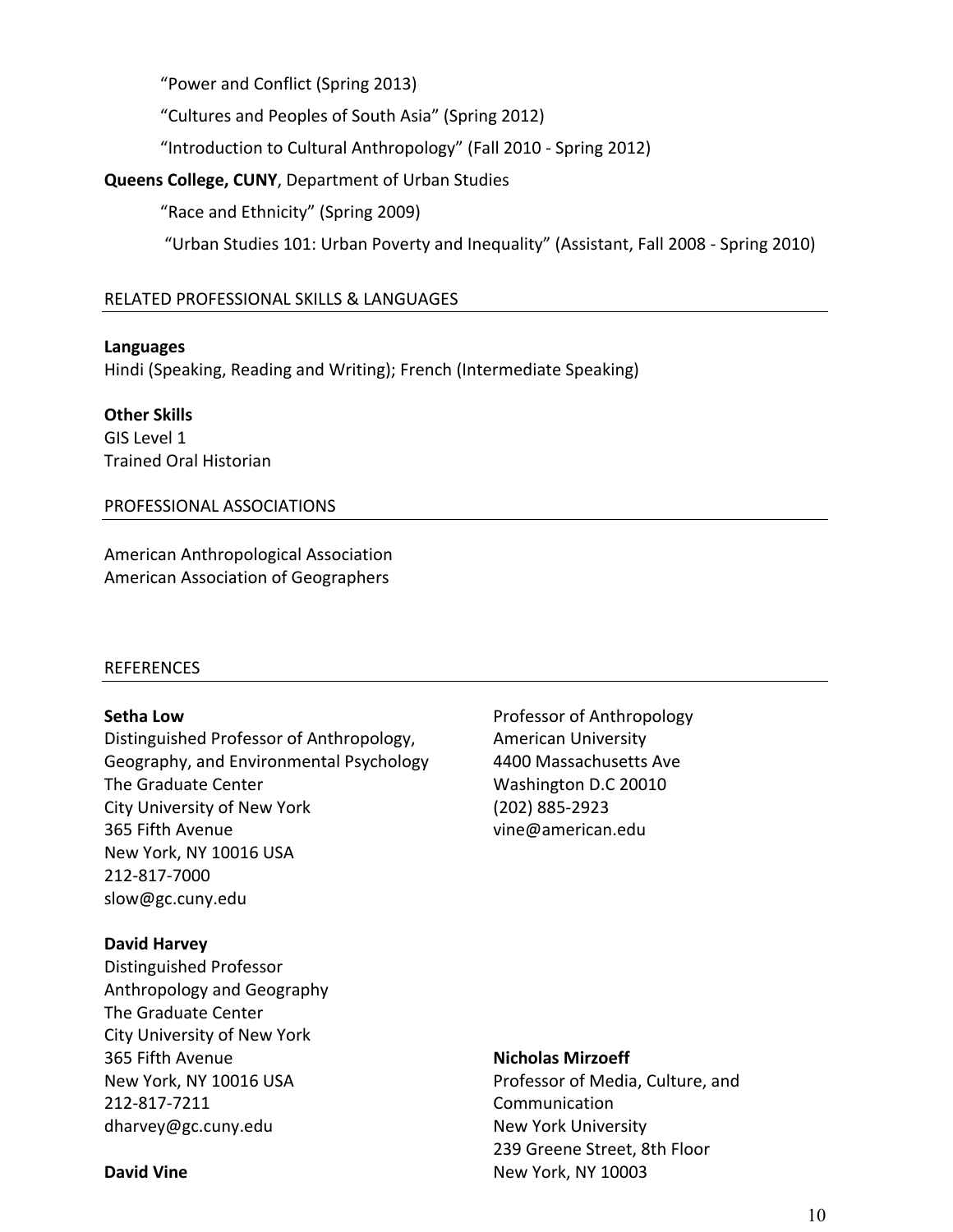“Power and Conflict (Spring 2013)

“Cultures and Peoples of South Asia” (Spring 2012)

“Introduction to Cultural Anthropology” (Fall 2010 - Spring 2012)

**Queens College, CUNY**, Department of Urban Studies

“Race and Ethnicity” (Spring 2009)

“Urban Studies 101: Urban Poverty and Inequality” (Assistant, Fall 2008 - Spring 2010)

## RELATED PROFESSIONAL SKILLS & LANGUAGES

**Languages**
Hindi (Speaking, Reading and Writing); French (Intermediate Speaking)

**Other Skills**
GIS Level 1
Trained Oral Historian

## PROFESSIONAL ASSOCIATIONS

American Anthropological Association
American Association of Geographers

## REFERENCES

**Setha Low**
Distinguished Professor of Anthropology,
Geography, and Environmental Psychology
The Graduate Center
City University of New York
365 Fifth Avenue
New York, NY 10016 USA
212-817-7000
slow@gc.cuny.edu

**David Harvey**
Distinguished Professor
Anthropology and Geography
The Graduate Center
City University of New York
365 Fifth Avenue
New York, NY 10016 USA
212-817-7211
dharvey@gc.cuny.edu

**David Vine**
Professor of Anthropology
American University
4400 Massachusetts Ave
Washington D.C 20010
(202) 885-2923
vine@american.edu

**Nicholas Mirzoeff**
Professor of Media, Culture, and
Communication
New York University
239 Greene Street, 8th Floor
New York, NY 10003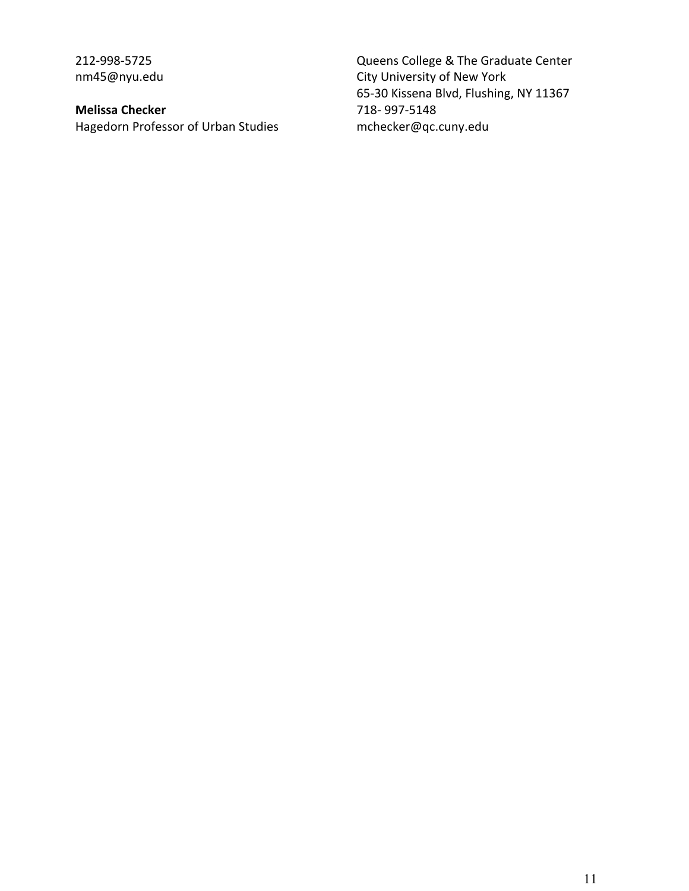212-998-5725
nm45@nyu.edu

**Melissa Checker**
Hagedorn Professor of Urban Studies
Queens College & The Graduate Center
City University of New York
65-30 Kissena Blvd, Flushing, NY 11367
718- 997-5148
mchecker@qc.cuny.edu